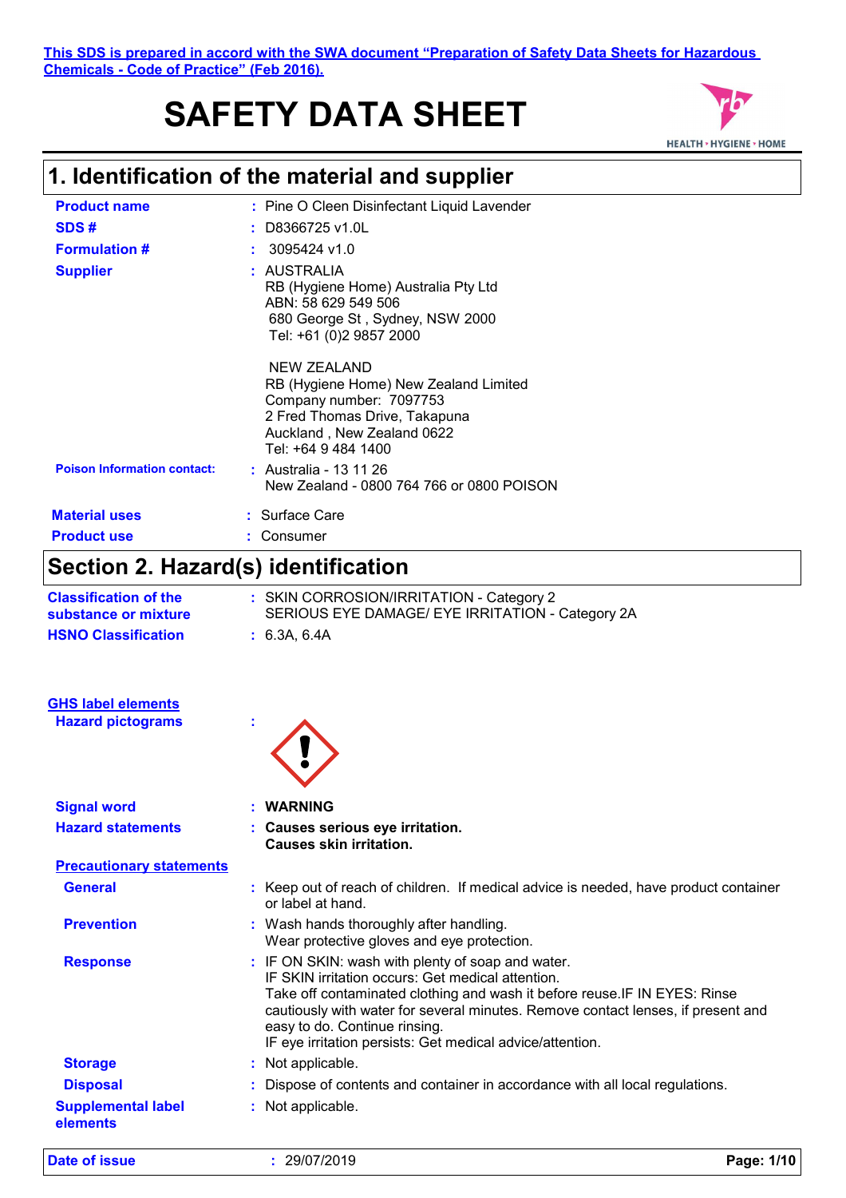This SDS is prepared in accord with the SWA document "Preparation of Safety Data Sheets for Hazardous Chemicals - Code of Practice" (Feb 2016).

# SAFETY DATA SHEET

HEALTH • HYGIENE • HOME

## 1. Identification of the material and supplier

| | |
|---|---|
| **Product name** | : Pine O Cleen Disinfectant Liquid Lavender |
| **SDS #** | : D8366725 v1.0L |
| **Formulation #** | : 3095424 v1.0 |
| **Supplier** | : AUSTRALIA<br>RB (Hygiene Home) Australia Pty Ltd<br>ABN: 58 629 549 506<br>680 George St , Sydney, NSW 2000<br>Tel: +61 (0)2 9857 2000<br><br>NEW ZEALAND<br>RB (Hygiene Home) New Zealand Limited<br>Company number: 7097753<br>2 Fred Thomas Drive, Takapuna<br>Auckland , New Zealand 0622<br>Tel: +64 9 484 1400 |
| **Poison Information contact:** | : Australia - 13 11 26<br>New Zealand - 0800 764 766 or 0800 POISON |
| **Material uses** | : Surface Care |
| **Product use** | : Consumer |

## Section 2. Hazard(s) identification

| | |
|---|---|
| **Classification of the substance or mixture** | : SKIN CORROSION/IRRITATION - Category 2<br>SERIOUS EYE DAMAGE/ EYE IRRITATION - Category 2A |
| **HSNO Classification** | : 6.3A, 6.4A |

**GHS label elements**

| | |
|---|---|
| **Hazard pictograms** | : |
| **Signal word** | : **WARNING** |
| **Hazard statements** | : **Causes serious eye irritation.**<br>**Causes skin irritation.** |

**Precautionary statements**

| | |
|---|---|
| **General** | : Keep out of reach of children. If medical advice is needed, have product container or label at hand. |
| **Prevention** | : Wash hands thoroughly after handling.<br>Wear protective gloves and eye protection. |
| **Response** | : IF ON SKIN: wash with plenty of soap and water.<br>IF SKIN irritation occurs: Get medical attention.<br>Take off contaminated clothing and wash it before reuse.IF IN EYES: Rinse cautiously with water for several minutes. Remove contact lenses, if present and easy to do. Continue rinsing.<br>IF eye irritation persists: Get medical advice/attention. |
| **Storage** | : Not applicable. |
| **Disposal** | : Dispose of contents and container in accordance with all local regulations. |
| **Supplemental label elements** | : Not applicable. |

**Date of issue** : 29/07/2019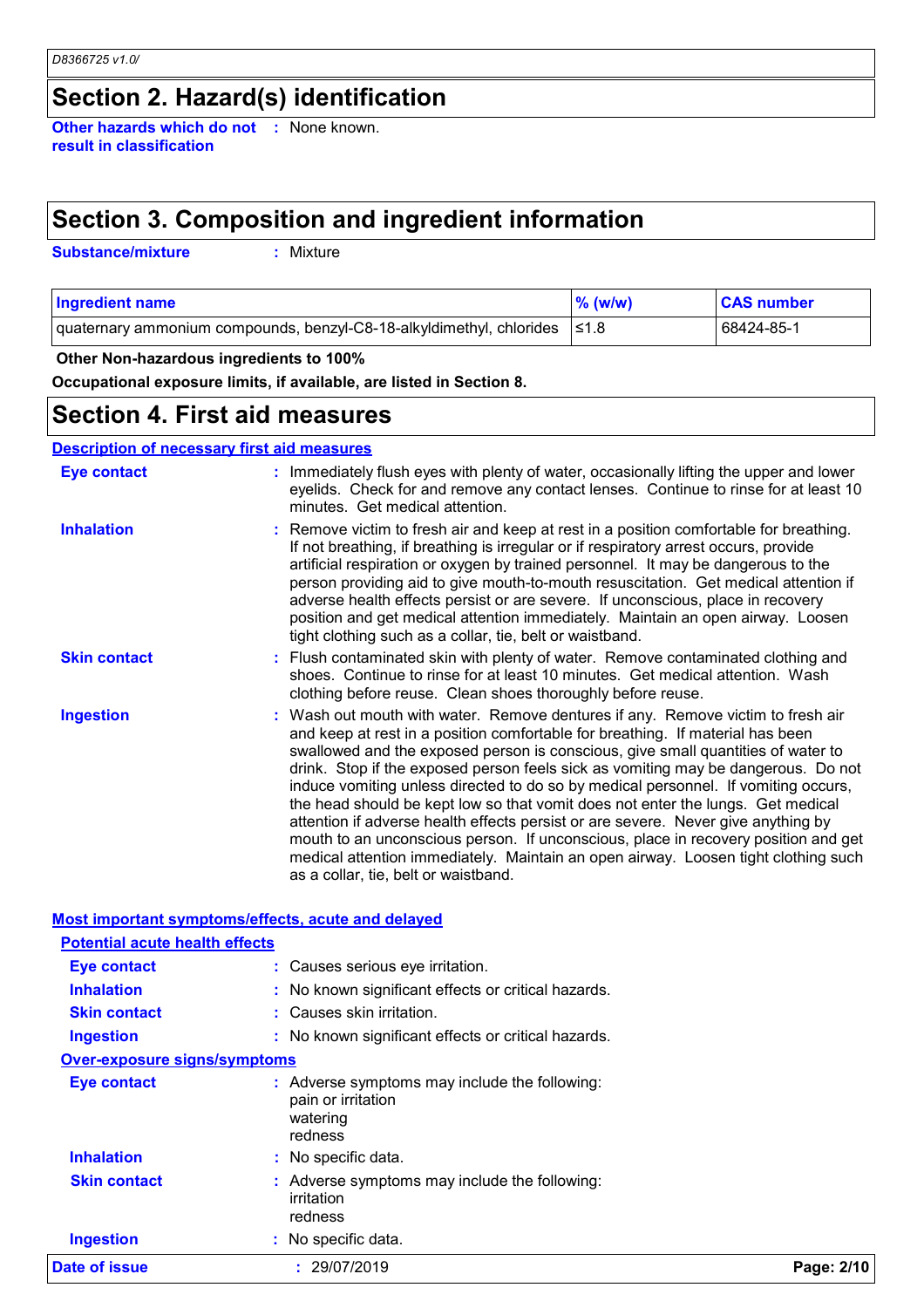## Section 2. Hazard(s) identification

**Other hazards which do not result in classification** : None known.

## Section 3. Composition and ingredient information

**Substance/mixture** : Mixture

| Ingredient name | % (w/w) | CAS number |
|---|---|---|
| quaternary ammonium compounds, benzyl-C8-18-alkyldimethyl, chlorides | ≤1.8 | 68424-85-1 |

**Other Non-hazardous ingredients to 100%**

**Occupational exposure limits, if available, are listed in Section 8.**

## Section 4. First aid measures

### Description of necessary first aid measures

**Eye contact** : Immediately flush eyes with plenty of water, occasionally lifting the upper and lower eyelids. Check for and remove any contact lenses. Continue to rinse for at least 10 minutes. Get medical attention.

**Inhalation** : Remove victim to fresh air and keep at rest in a position comfortable for breathing. If not breathing, if breathing is irregular or if respiratory arrest occurs, provide artificial respiration or oxygen by trained personnel. It may be dangerous to the person providing aid to give mouth-to-mouth resuscitation. Get medical attention if adverse health effects persist or are severe. If unconscious, place in recovery position and get medical attention immediately. Maintain an open airway. Loosen tight clothing such as a collar, tie, belt or waistband.

**Skin contact** : Flush contaminated skin with plenty of water. Remove contaminated clothing and shoes. Continue to rinse for at least 10 minutes. Get medical attention. Wash clothing before reuse. Clean shoes thoroughly before reuse.

**Ingestion** : Wash out mouth with water. Remove dentures if any. Remove victim to fresh air and keep at rest in a position comfortable for breathing. If material has been swallowed and the exposed person is conscious, give small quantities of water to drink. Stop if the exposed person feels sick as vomiting may be dangerous. Do not induce vomiting unless directed to do so by medical personnel. If vomiting occurs, the head should be kept low so that vomit does not enter the lungs. Get medical attention if adverse health effects persist or are severe. Never give anything by mouth to an unconscious person. If unconscious, place in recovery position and get medical attention immediately. Maintain an open airway. Loosen tight clothing such as a collar, tie, belt or waistband.

### Most important symptoms/effects, acute and delayed

#### Potential acute health effects

**Eye contact** : Causes serious eye irritation.

**Inhalation** : No known significant effects or critical hazards.

**Skin contact** : Causes skin irritation.

**Ingestion** : No known significant effects or critical hazards.

#### Over-exposure signs/symptoms

**Eye contact** : Adverse symptoms may include the following:
pain or irritation
watering
redness

**Inhalation** : No specific data.

**Skin contact** : Adverse symptoms may include the following:
irritation
redness

**Ingestion** : No specific data.

**Date of issue** : 29/07/2019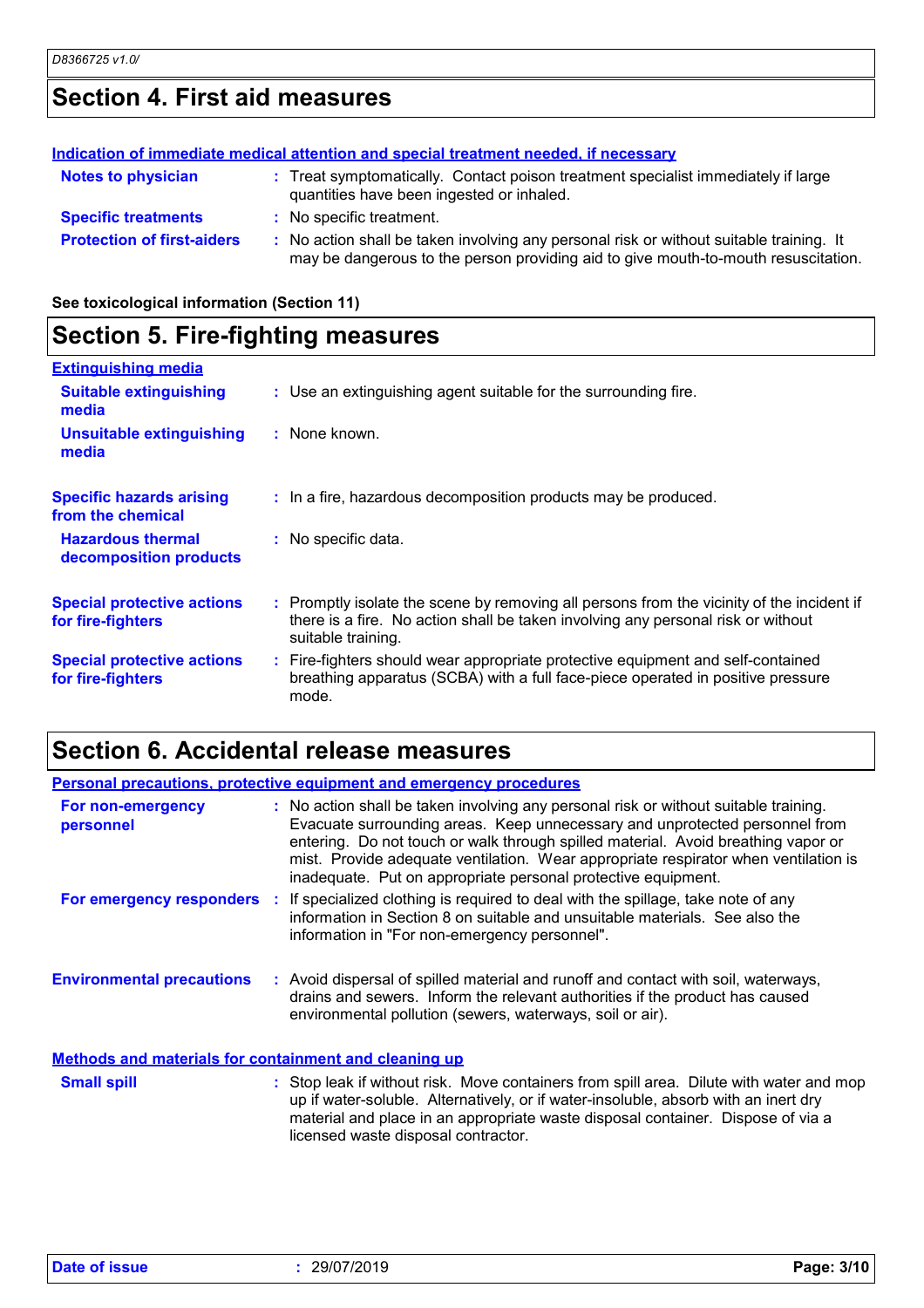## Section 4. First aid measures

**Indication of immediate medical attention and special treatment needed, if necessary**

**Notes to physician** : Treat symptomatically. Contact poison treatment specialist immediately if large quantities have been ingested or inhaled.

**Specific treatments** : No specific treatment.

**Protection of first-aiders** : No action shall be taken involving any personal risk or without suitable training. It may be dangerous to the person providing aid to give mouth-to-mouth resuscitation.

**See toxicological information (Section 11)**

## Section 5. Fire-fighting measures

**Extinguishing media**

**Suitable extinguishing media** : Use an extinguishing agent suitable for the surrounding fire.

**Unsuitable extinguishing media** : None known.

**Specific hazards arising from the chemical** : In a fire, hazardous decomposition products may be produced.

**Hazardous thermal decomposition products** : No specific data.

**Special protective actions for fire-fighters** : Promptly isolate the scene by removing all persons from the vicinity of the incident if there is a fire. No action shall be taken involving any personal risk or without suitable training.

**Special protective actions for fire-fighters** : Fire-fighters should wear appropriate protective equipment and self-contained breathing apparatus (SCBA) with a full face-piece operated in positive pressure mode.

## Section 6. Accidental release measures

**Personal precautions, protective equipment and emergency procedures**

**For non-emergency personnel** : No action shall be taken involving any personal risk or without suitable training. Evacuate surrounding areas. Keep unnecessary and unprotected personnel from entering. Do not touch or walk through spilled material. Avoid breathing vapor or mist. Provide adequate ventilation. Wear appropriate respirator when ventilation is inadequate. Put on appropriate personal protective equipment.

**For emergency responders** : If specialized clothing is required to deal with the spillage, take note of any information in Section 8 on suitable and unsuitable materials. See also the information in "For non-emergency personnel".

**Environmental precautions** : Avoid dispersal of spilled material and runoff and contact with soil, waterways, drains and sewers. Inform the relevant authorities if the product has caused environmental pollution (sewers, waterways, soil or air).

**Methods and materials for containment and cleaning up**

**Small spill** : Stop leak if without risk. Move containers from spill area. Dilute with water and mop up if water-soluble. Alternatively, or if water-insoluble, absorb with an inert dry material and place in an appropriate waste disposal container. Dispose of via a licensed waste disposal contractor.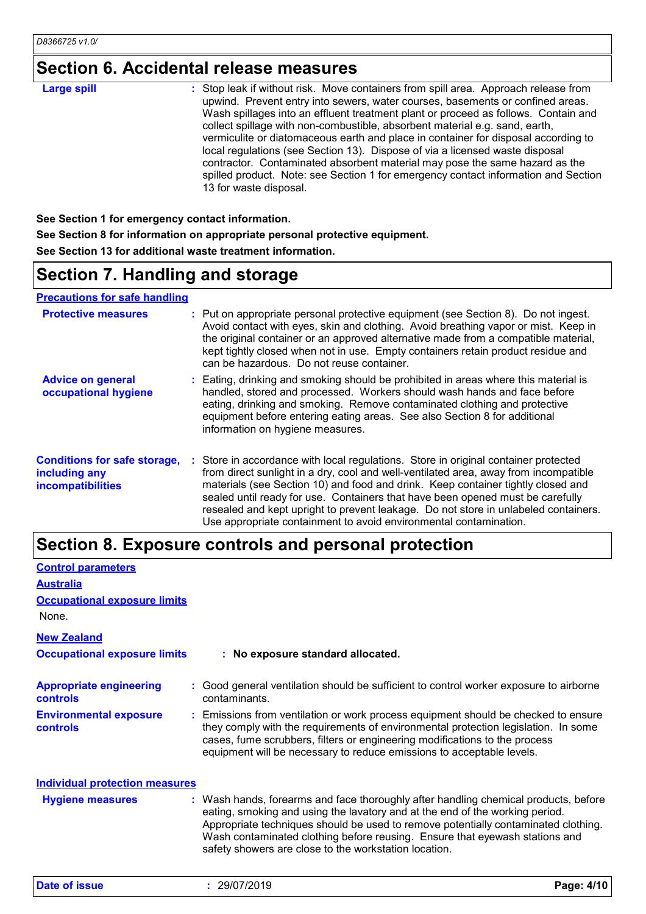## Section 6. Accidental release measures

**Large spill** : Stop leak if without risk. Move containers from spill area. Approach release from upwind. Prevent entry into sewers, water courses, basements or confined areas. Wash spillages into an effluent treatment plant or proceed as follows. Contain and collect spillage with non-combustible, absorbent material e.g. sand, earth, vermiculite or diatomaceous earth and place in container for disposal according to local regulations (see Section 13). Dispose of via a licensed waste disposal contractor. Contaminated absorbent material may pose the same hazard as the spilled product. Note: see Section 1 for emergency contact information and Section 13 for waste disposal.

**See Section 1 for emergency contact information.**

**See Section 8 for information on appropriate personal protective equipment.**

**See Section 13 for additional waste treatment information.**

## Section 7. Handling and storage

**Precautions for safe handling**

**Protective measures** : Put on appropriate personal protective equipment (see Section 8). Do not ingest. Avoid contact with eyes, skin and clothing. Avoid breathing vapor or mist. Keep in the original container or an approved alternative made from a compatible material, kept tightly closed when not in use. Empty containers retain product residue and can be hazardous. Do not reuse container.

**Advice on general occupational hygiene** : Eating, drinking and smoking should be prohibited in areas where this material is handled, stored and processed. Workers should wash hands and face before eating, drinking and smoking. Remove contaminated clothing and protective equipment before entering eating areas. See also Section 8 for additional information on hygiene measures.

**Conditions for safe storage, including any incompatibilities** : Store in accordance with local regulations. Store in original container protected from direct sunlight in a dry, cool and well-ventilated area, away from incompatible materials (see Section 10) and food and drink. Keep container tightly closed and sealed until ready for use. Containers that have been opened must be carefully resealed and kept upright to prevent leakage. Do not store in unlabeled containers. Use appropriate containment to avoid environmental contamination.

## Section 8. Exposure controls and personal protection

**Control parameters**

**Australia**

**Occupational exposure limits**

None.

**New Zealand**

**Occupational exposure limits** : **No exposure standard allocated.**

**Appropriate engineering controls** : Good general ventilation should be sufficient to control worker exposure to airborne contaminants.

**Environmental exposure controls** : Emissions from ventilation or work process equipment should be checked to ensure they comply with the requirements of environmental protection legislation. In some cases, fume scrubbers, filters or engineering modifications to the process equipment will be necessary to reduce emissions to acceptable levels.

**Individual protection measures**

**Hygiene measures** : Wash hands, forearms and face thoroughly after handling chemical products, before eating, smoking and using the lavatory and at the end of the working period. Appropriate techniques should be used to remove potentially contaminated clothing. Wash contaminated clothing before reusing. Ensure that eyewash stations and safety showers are close to the workstation location.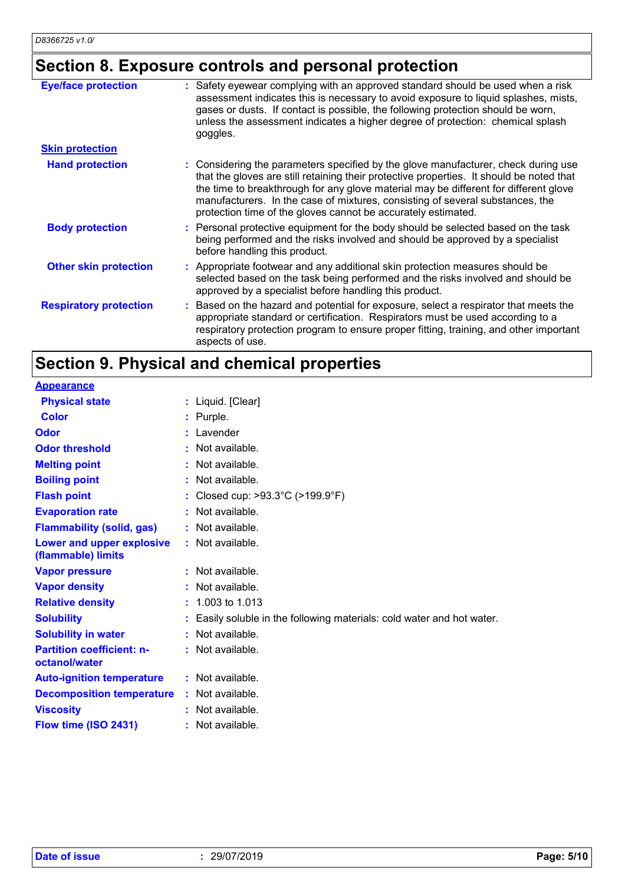## Section 8. Exposure controls and personal protection

**Eye/face protection** : Safety eyewear complying with an approved standard should be used when a risk assessment indicates this is necessary to avoid exposure to liquid splashes, mists, gases or dusts. If contact is possible, the following protection should be worn, unless the assessment indicates a higher degree of protection: chemical splash goggles.

**Skin protection**

**Hand protection** : Considering the parameters specified by the glove manufacturer, check during use that the gloves are still retaining their protective properties. It should be noted that the time to breakthrough for any glove material may be different for different glove manufacturers. In the case of mixtures, consisting of several substances, the protection time of the gloves cannot be accurately estimated.

**Body protection** : Personal protective equipment for the body should be selected based on the task being performed and the risks involved and should be approved by a specialist before handling this product.

**Other skin protection** : Appropriate footwear and any additional skin protection measures should be selected based on the task being performed and the risks involved and should be approved by a specialist before handling this product.

**Respiratory protection** : Based on the hazard and potential for exposure, select a respirator that meets the appropriate standard or certification. Respirators must be used according to a respiratory protection program to ensure proper fitting, training, and other important aspects of use.

## Section 9. Physical and chemical properties

**Appearance**

| Property | Value |
|---|---|
| Physical state | Liquid. [Clear] |
| Color | Purple. |
| Odor | Lavender |
| Odor threshold | Not available. |
| Melting point | Not available. |
| Boiling point | Not available. |
| Flash point | Closed cup: >93.3°C (>199.9°F) |
| Evaporation rate | Not available. |
| Flammability (solid, gas) | Not available. |
| Lower and upper explosive (flammable) limits | Not available. |
| Vapor pressure | Not available. |
| Vapor density | Not available. |
| Relative density | 1.003 to 1.013 |
| Solubility | Easily soluble in the following materials: cold water and hot water. |
| Solubility in water | Not available. |
| Partition coefficient: n-octanol/water | Not available. |
| Auto-ignition temperature | Not available. |
| Decomposition temperature | Not available. |
| Viscosity | Not available. |
| Flow time (ISO 2431) | Not available. |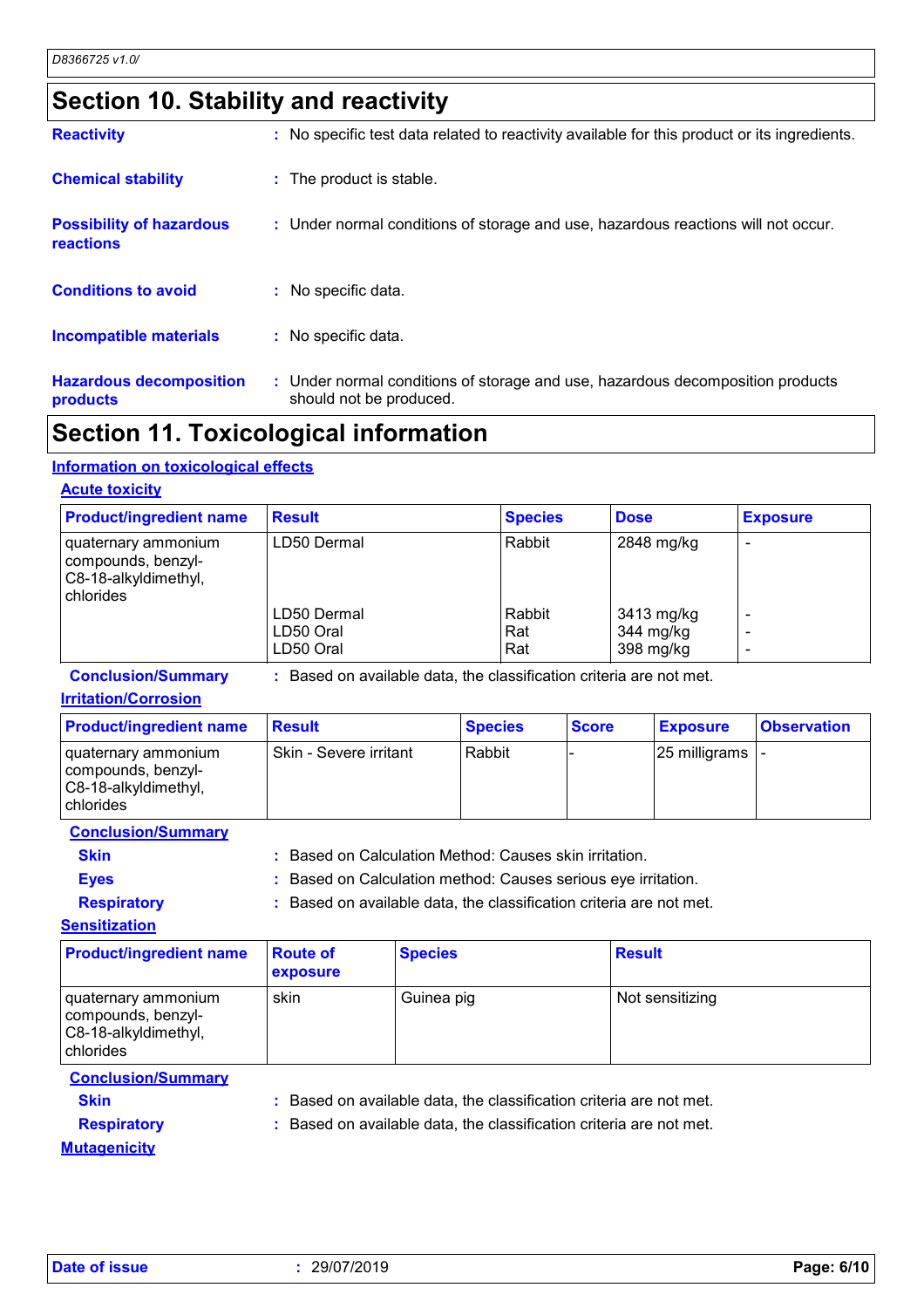## Section 10. Stability and reactivity

**Reactivity** : No specific test data related to reactivity available for this product or its ingredients.

**Chemical stability** : The product is stable.

**Possibility of hazardous reactions** : Under normal conditions of storage and use, hazardous reactions will not occur.

**Conditions to avoid** : No specific data.

**Incompatible materials** : No specific data.

**Hazardous decomposition products** : Under normal conditions of storage and use, hazardous decomposition products should not be produced.

## Section 11. Toxicological information

### Information on toxicological effects

#### Acute toxicity

| Product/ingredient name | Result | Species | Dose | Exposure |
|---|---|---|---|---|
| quaternary ammonium compounds, benzyl-C8-18-alkyldimethyl, chlorides | LD50 Dermal | Rabbit | 2848 mg/kg | - |
| | LD50 Dermal | Rabbit | 3413 mg/kg | - |
| | LD50 Oral | Rat | 344 mg/kg | - |
| | LD50 Oral | Rat | 398 mg/kg | - |

**Conclusion/Summary** : Based on available data, the classification criteria are not met.

#### Irritation/Corrosion

| Product/ingredient name | Result | Species | Score | Exposure | Observation |
|---|---|---|---|---|---|
| quaternary ammonium compounds, benzyl-C8-18-alkyldimethyl, chlorides | Skin - Severe irritant | Rabbit | - | 25 milligrams | - |

**Conclusion/Summary**

**Skin** : Based on Calculation Method: Causes skin irritation.

**Eyes** : Based on Calculation method: Causes serious eye irritation.

**Respiratory** : Based on available data, the classification criteria are not met.

#### Sensitization

| Product/ingredient name | Route of exposure | Species | Result |
|---|---|---|---|
| quaternary ammonium compounds, benzyl-C8-18-alkyldimethyl, chlorides | skin | Guinea pig | Not sensitizing |

**Conclusion/Summary**

**Skin** : Based on available data, the classification criteria are not met.

**Respiratory** : Based on available data, the classification criteria are not met.

#### Mutagenicity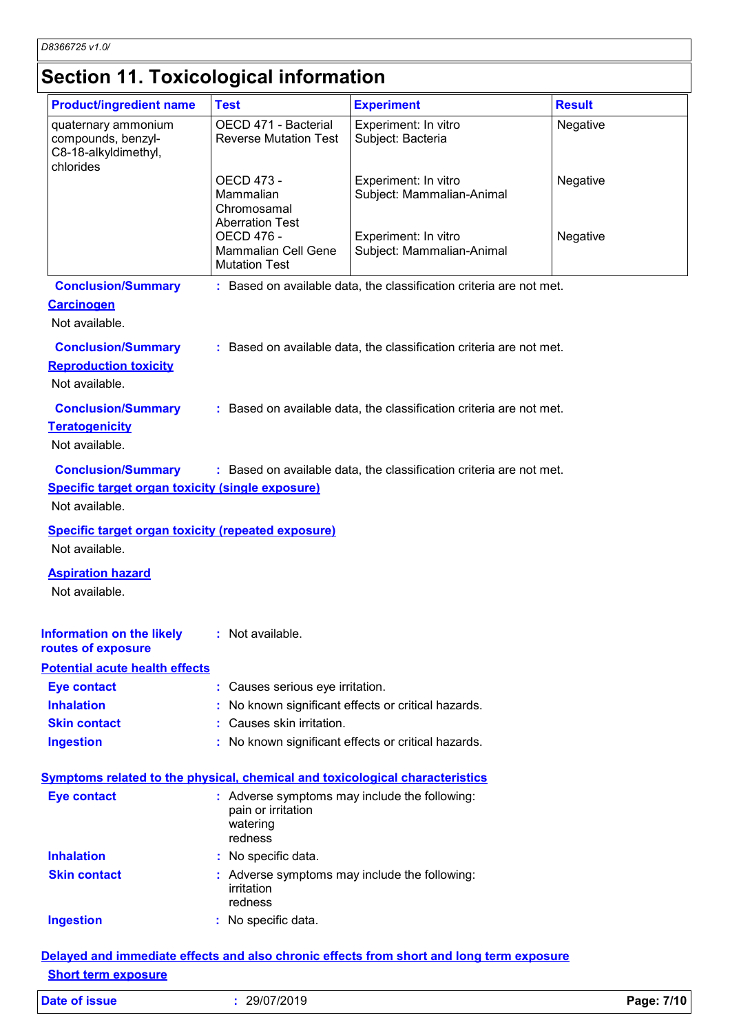## Section 11. Toxicological information

| Product/ingredient name | Test | Experiment | Result |
|---|---|---|---|
| quaternary ammonium compounds, benzyl-C8-18-alkyldimethyl, chlorides | OECD 471 - Bacterial Reverse Mutation Test | Experiment: In vitro<br>Subject: Bacteria | Negative |
| | OECD 473 - Mammalian Chromosamal Aberration Test | Experiment: In vitro<br>Subject: Mammalian-Animal | Negative |
| | OECD 476 - Mammalian Cell Gene Mutation Test | Experiment: In vitro<br>Subject: Mammalian-Animal | Negative |

**Conclusion/Summary** : Based on available data, the classification criteria are not met.

**Carcinogen**

Not available.

**Conclusion/Summary** : Based on available data, the classification criteria are not met.

**Reproduction toxicity**

Not available.

**Conclusion/Summary** : Based on available data, the classification criteria are not met.

**Teratogenicity**

Not available.

**Conclusion/Summary** : Based on available data, the classification criteria are not met.

**Specific target organ toxicity (single exposure)**

Not available.

**Specific target organ toxicity (repeated exposure)**

Not available.

**Aspiration hazard**

Not available.

**Information on the likely routes of exposure** : Not available.

**Potential acute health effects**

**Eye contact** : Causes serious eye irritation.

**Inhalation** : No known significant effects or critical hazards.

**Skin contact** : Causes skin irritation.

**Ingestion** : No known significant effects or critical hazards.

**Symptoms related to the physical, chemical and toxicological characteristics**

**Eye contact** : Adverse symptoms may include the following:
pain or irritation
watering
redness

**Inhalation** : No specific data.

**Skin contact** : Adverse symptoms may include the following:
irritation
redness

**Ingestion** : No specific data.

**Delayed and immediate effects and also chronic effects from short and long term exposure**

**Short term exposure**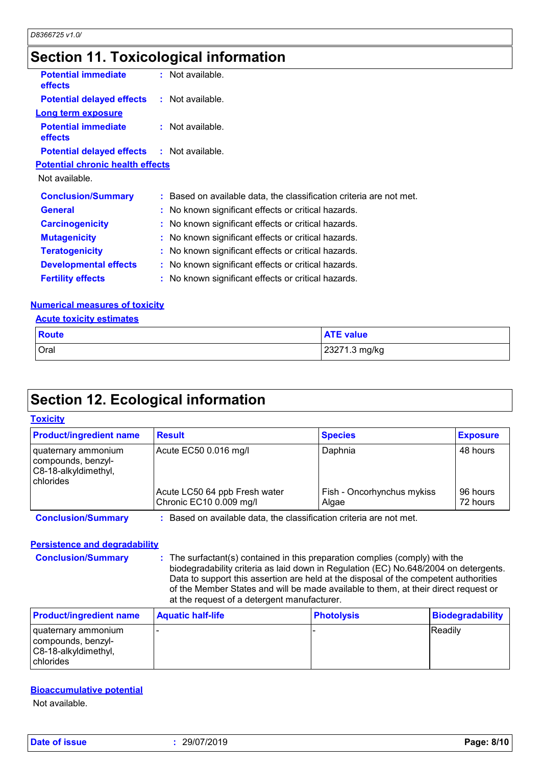## Section 11. Toxicological information

**Potential immediate effects** : Not available.

**Potential delayed effects** : Not available.

**Long term exposure**

**Potential immediate effects** : Not available.

**Potential delayed effects** : Not available.

**Potential chronic health effects**

Not available.

**Conclusion/Summary** : Based on available data, the classification criteria are not met.

**General** : No known significant effects or critical hazards.

**Carcinogenicity** : No known significant effects or critical hazards.

**Mutagenicity** : No known significant effects or critical hazards.

**Teratogenicity** : No known significant effects or critical hazards.

**Developmental effects** : No known significant effects or critical hazards.

**Fertility effects** : No known significant effects or critical hazards.

**Numerical measures of toxicity**

**Acute toxicity estimates**

| Route | ATE value |
|---|---|
| Oral | 23271.3 mg/kg |

## Section 12. Ecological information

**Toxicity**

| Product/ingredient name | Result | Species | Exposure |
|---|---|---|---|
| quaternary ammonium compounds, benzyl-C8-18-alkyldimethyl, chlorides | Acute EC50 0.016 mg/l | Daphnia | 48 hours |
| | Acute LC50 64 ppb Fresh water | Fish - Oncorhynchus mykiss | 96 hours |
| | Chronic EC10 0.009 mg/l | Algae | 72 hours |

**Conclusion/Summary** : Based on available data, the classification criteria are not met.

**Persistence and degradability**

**Conclusion/Summary** : The surfactant(s) contained in this preparation complies (comply) with the biodegradability criteria as laid down in Regulation (EC) No.648/2004 on detergents. Data to support this assertion are held at the disposal of the competent authorities of the Member States and will be made available to them, at their direct request or at the request of a detergent manufacturer.

| Product/ingredient name | Aquatic half-life | Photolysis | Biodegradability |
|---|---|---|---|
| quaternary ammonium compounds, benzyl-C8-18-alkyldimethyl, chlorides | - | - | Readily |

**Bioaccumulative potential**

Not available.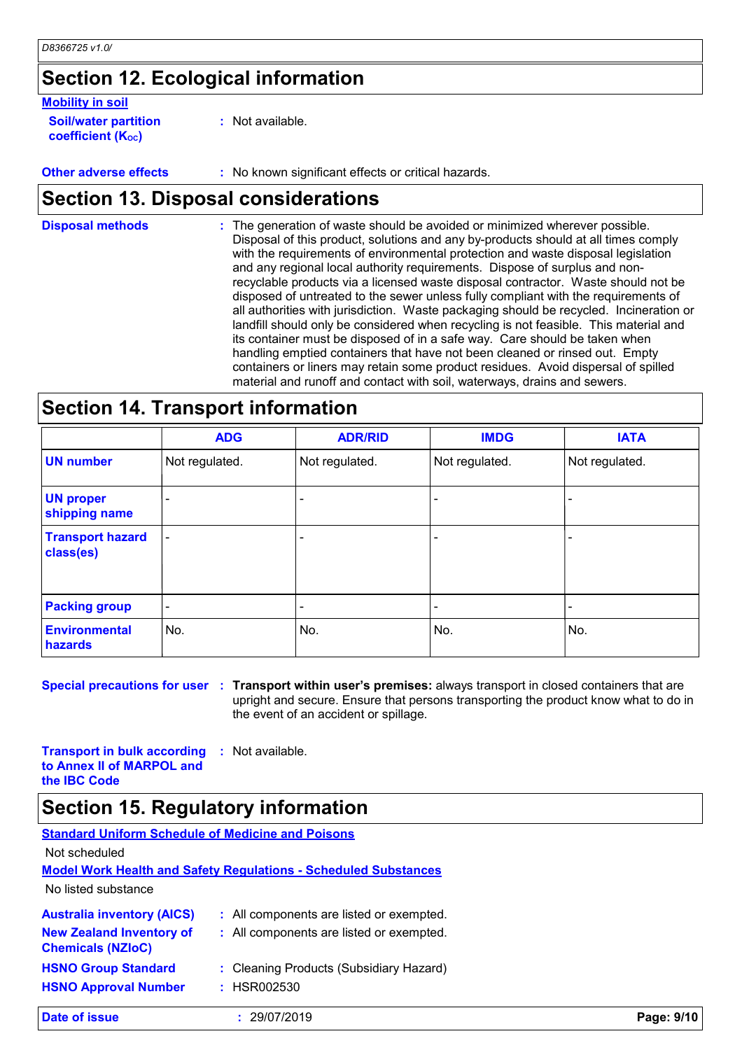## Section 12. Ecological information

### Mobility in soil

**Soil/water partition coefficient ($K_{OC}$)** : Not available.

**Other adverse effects** : No known significant effects or critical hazards.

## Section 13. Disposal considerations

**Disposal methods** : The generation of waste should be avoided or minimized wherever possible. Disposal of this product, solutions and any by-products should at all times comply with the requirements of environmental protection and waste disposal legislation and any regional local authority requirements. Dispose of surplus and non-recyclable products via a licensed waste disposal contractor. Waste should not be disposed of untreated to the sewer unless fully compliant with the requirements of all authorities with jurisdiction. Waste packaging should be recycled. Incineration or landfill should only be considered when recycling is not feasible. This material and its container must be disposed of in a safe way. Care should be taken when handling emptied containers that have not been cleaned or rinsed out. Empty containers or liners may retain some product residues. Avoid dispersal of spilled material and runoff and contact with soil, waterways, drains and sewers.

## Section 14. Transport information

| | ADG | ADR/RID | IMDG | IATA |
|---|---|---|---|---|
| UN number | Not regulated. | Not regulated. | Not regulated. | Not regulated. |
| UN proper shipping name | - | - | - | - |
| Transport hazard class(es) | - | - | - | - |
| Packing group | - | - | - | - |
| Environmental hazards | No. | No. | No. | No. |

**Special precautions for user** : **Transport within user's premises:** always transport in closed containers that are upright and secure. Ensure that persons transporting the product know what to do in the event of an accident or spillage.

**Transport in bulk according to Annex II of MARPOL and the IBC Code** : Not available.

## Section 15. Regulatory information

### Standard Uniform Schedule of Medicine and Poisons

Not scheduled

### Model Work Health and Safety Regulations - Scheduled Substances

No listed substance

**Australia inventory (AICS)** : All components are listed or exempted.

**New Zealand Inventory of Chemicals (NZIoC)** : All components are listed or exempted.

**HSNO Group Standard** : Cleaning Products (Subsidiary Hazard)

**HSNO Approval Number** : HSR002530

**Date of issue** : 29/07/2019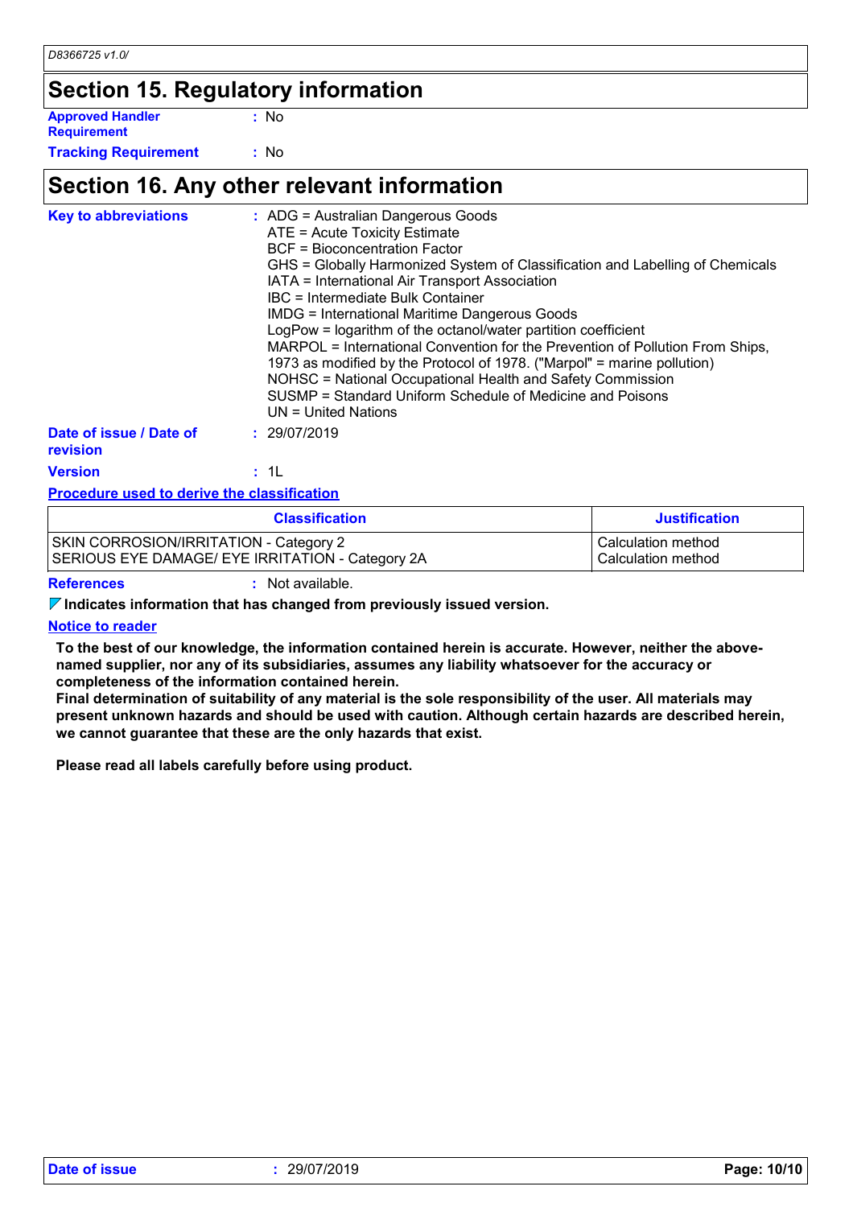## Section 15. Regulatory information

**Approved Handler Requirement** : No

**Tracking Requirement** : No

## Section 16. Any other relevant information

**Key to abbreviations** :
ADG = Australian Dangerous Goods
ATE = Acute Toxicity Estimate
BCF = Bioconcentration Factor
GHS = Globally Harmonized System of Classification and Labelling of Chemicals
IATA = International Air Transport Association
IBC = Intermediate Bulk Container
IMDG = International Maritime Dangerous Goods
LogPow = logarithm of the octanol/water partition coefficient
MARPOL = International Convention for the Prevention of Pollution From Ships, 1973 as modified by the Protocol of 1978. ("Marpol" = marine pollution)
NOHSC = National Occupational Health and Safety Commission
SUSMP = Standard Uniform Schedule of Medicine and Poisons
UN = United Nations

**Date of issue / Date of revision** : 29/07/2019

**Version** : 1L

**Procedure used to derive the classification**

| Classification | Justification |
| --- | --- |
| SKIN CORROSION/IRRITATION - Category 2 | Calculation method |
| SERIOUS EYE DAMAGE/ EYE IRRITATION - Category 2A | Calculation method |

**References** : Not available.

**Indicates information that has changed from previously issued version.**

**Notice to reader**

**To the best of our knowledge, the information contained herein is accurate. However, neither the above-named supplier, nor any of its subsidiaries, assumes any liability whatsoever for the accuracy or completeness of the information contained herein.**
**Final determination of suitability of any material is the sole responsibility of the user. All materials may present unknown hazards and should be used with caution. Although certain hazards are described herein, we cannot guarantee that these are the only hazards that exist.**

**Please read all labels carefully before using product.**